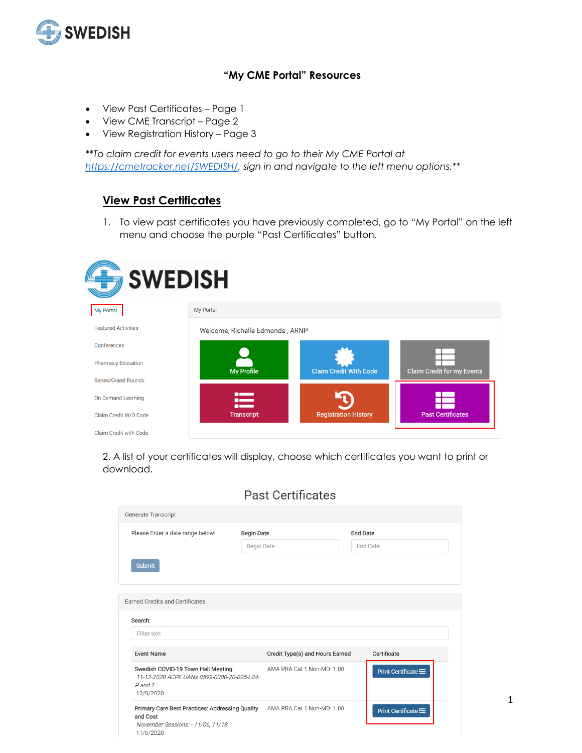# "My CME Portal" Resources

- View Past Certificates – Page 1
- View CME Transcript – Page 2
- View Registration History – Page 3

*\*\*To claim credit for events users need to go to their My CME Portal at [https://cmetracker.net/SWEDISH/](https://cmetracker.net/SWEDISH/), sign in and navigate to the left menu options.\*\**

## View Past Certificates

1. To view past certificates you have previously completed, go to "My Portal" on the left menu and choose the purple "Past Certificates" button.

My Portal

Featured Activities

Conferences

Pharmacy Education

Series/Grand Rounds

On Demand Learning

Claim Credit W/O Code

Claim Credit with Code

My Portal

Welcome, Richelle Edmonds , ARNP

| My Profile | Claim Credit With Code | Claim Credit for my Events |
|---|---|---|
| Transcript | Registration History | Past Certificates |

2. A list of your certificates will display, choose which certificates you want to print or download.

### Past Certificates

Generate Transcript

Please Enter a date range below: Begin Date [Begin Date] End Date [End Date]

Submit

Earned Credits and Certificates

Search: [Filter text]

| Event Name | Credit Type(s) and Hours Earned | Certificate |
|---|---|---|
| Swedish COVID-19 Town Hall Meeting *11-12-2020 ACPE UANs 0599-0000-20-005-L04-P and T* 12/9/2020 | AMA PRA Cat 1 Non-MD: 1.00 | Print Certificate |
| Primary Care Best Practices: Addressing Quality and Cost *November Sessions: - 11/06, 11/18* 11/6/2020 | AMA PRA Cat 1 Non-MD: 1.00 | Print Certificate |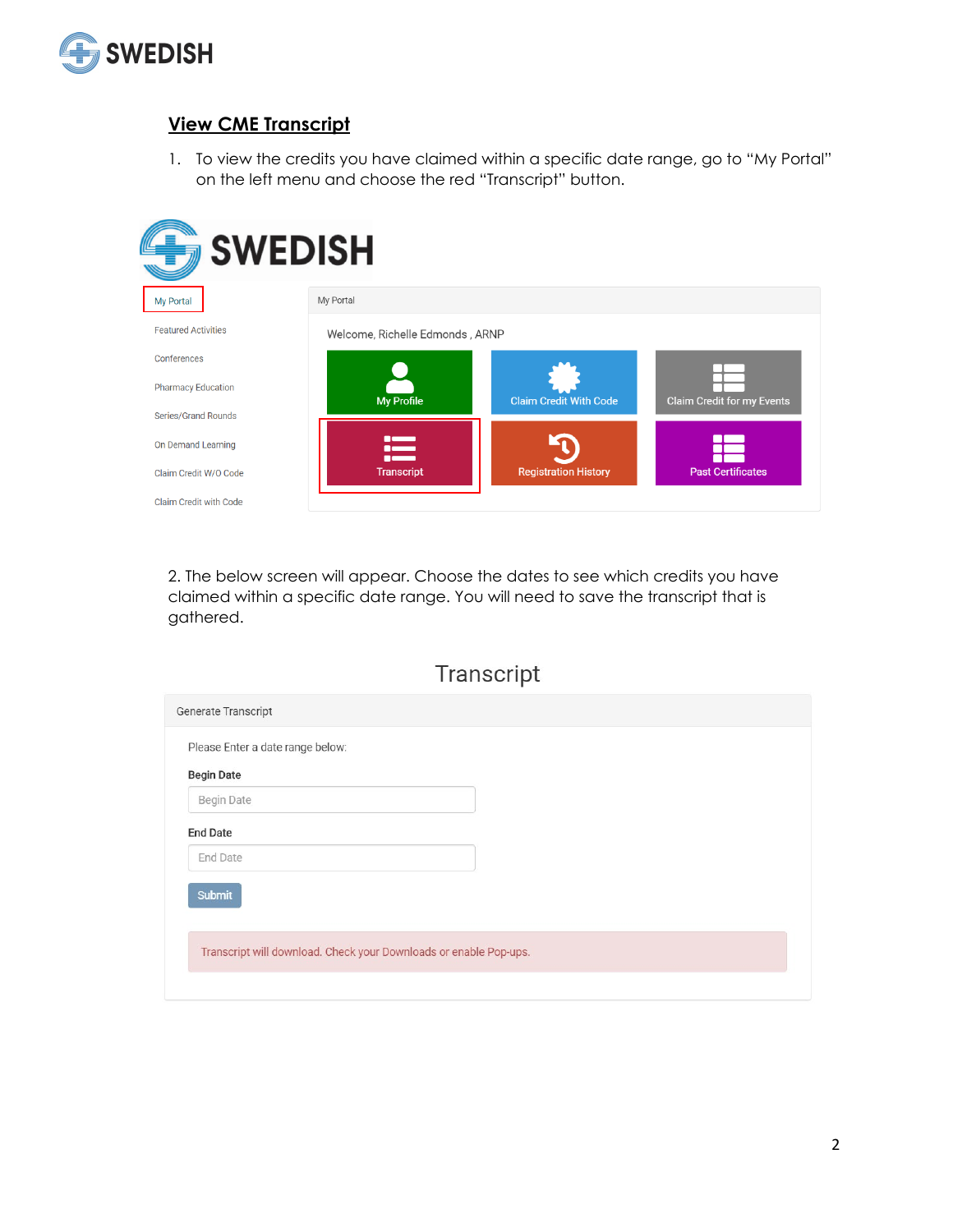## View CME Transcript

1. To view the credits you have claimed within a specific date range, go to "My Portal" on the left menu and choose the red "Transcript" button.

2. The below screen will appear. Choose the dates to see which credits you have claimed within a specific date range. You will need to save the transcript that is gathered.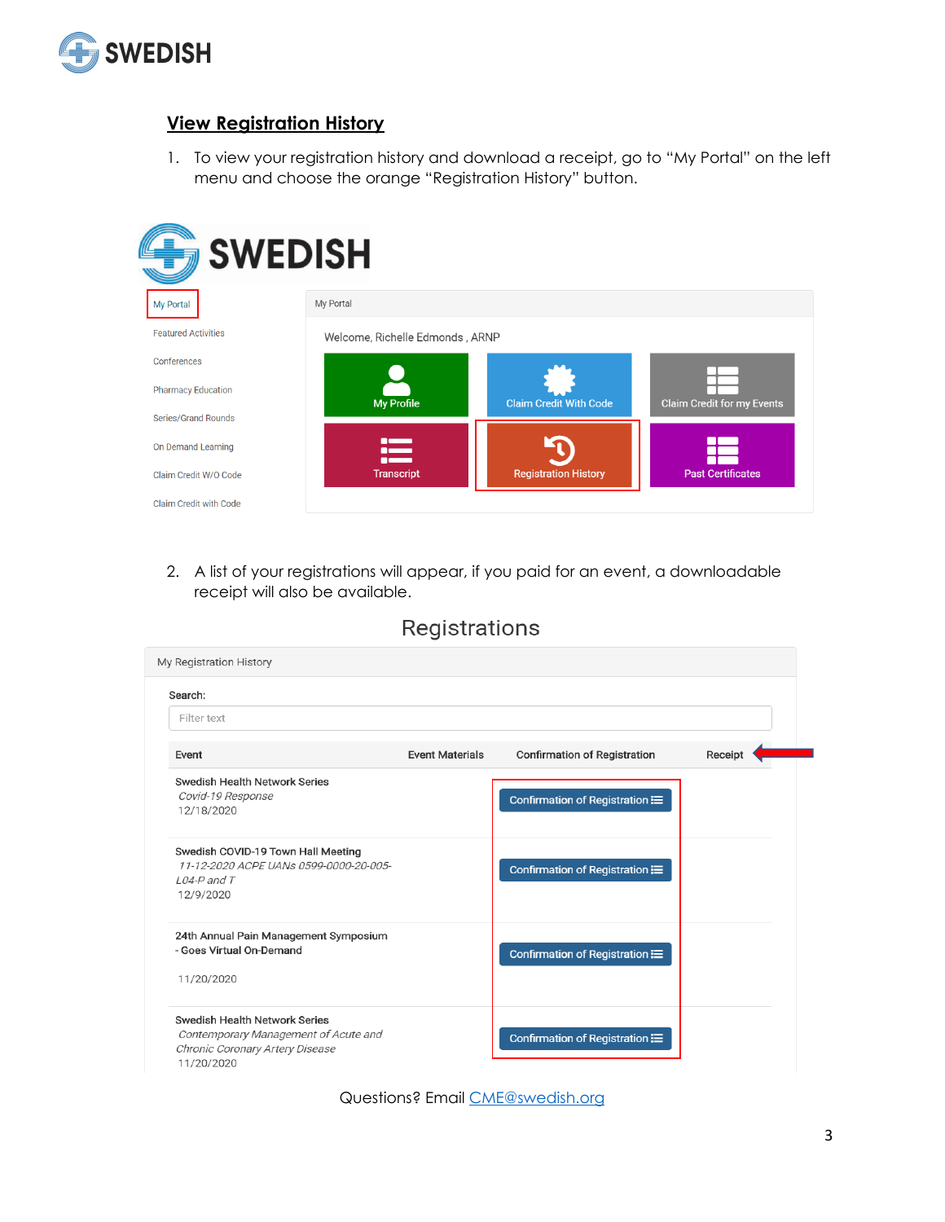## View Registration History

1. To view your registration history and download a receipt, go to "My Portal" on the left menu and choose the orange "Registration History" button.

2. A list of your registrations will appear, if you paid for an event, a downloadable receipt will also be available.

Questions? Email [CME@swedish.org](mailto:CME@swedish.org)